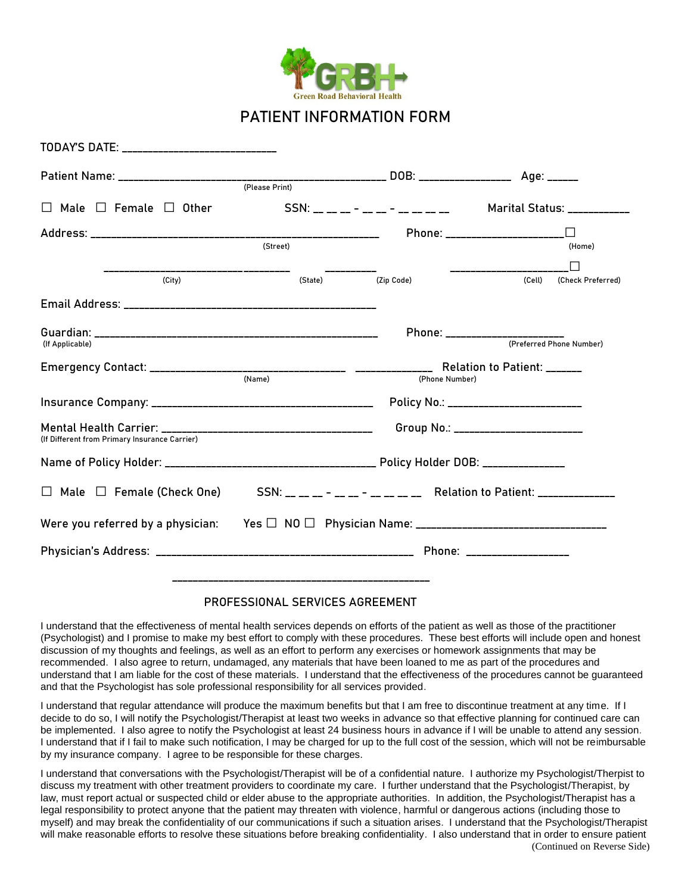Green Road Behavioral Health

# PATIENT INFORMATION FORM

TODAY'S DATE: ___________________________

Patient Name: ____________________________________________ DOB: _______________ Age: _____
(Please Print)

☐ Male ☐ Female ☐ Other SSN: __ __ __ - __ __ - __ __ __ __ Marital Status: ___________

Address: _______________________________________________ Phone: ____________________☐
(Street) (Home)

________________________________ _________ ____________________☐
(City) (State) (Zip Code) (Cell) (Check Preferred)

Email Address: ____________________________________________

Guardian: ______________________________________________ Phone: ____________________
(If Applicable) (Preferred Phone Number)

Emergency Contact: _________________________________ _____________ Relation to Patient: ______
(Name) (Phone Number)

Insurance Company: ______________________________________ Policy No.: _______________________

Mental Health Carrier: ____________________________________ Group No.: _______________________
(If Different from Primary Insurance Carrier)

Name of Policy Holder: _____________________________________ Policy Holder DOB: ______________

☐ Male ☐ Female (Check One) SSN: __ __ __ - __ __ - __ __ __ __ Relation to Patient: ______________

Were you referred by a physician: Yes ☐ NO ☐ Physician Name: __________________________________

Physician's Address: ___________________________________________ Phone: _________________

_______________________________________________

## PROFESSIONAL SERVICES AGREEMENT

I understand that the effectiveness of mental health services depends on efforts of the patient as well as those of the practitioner (Psychologist) and I promise to make my best effort to comply with these procedures. These best efforts will include open and honest discussion of my thoughts and feelings, as well as an effort to perform any exercises or homework assignments that may be recommended. I also agree to return, undamaged, any materials that have been loaned to me as part of the procedures and understand that I am liable for the cost of these materials. I understand that the effectiveness of the procedures cannot be guaranteed and that the Psychologist has sole professional responsibility for all services provided.

I understand that regular attendance will produce the maximum benefits but that I am free to discontinue treatment at any time. If I decide to do so, I will notify the Psychologist/Therapist at least two weeks in advance so that effective planning for continued care can be implemented. I also agree to notify the Psychologist at least 24 business hours in advance if I will be unable to attend any session. I understand that if I fail to make such notification, I may be charged for up to the full cost of the session, which will not be reimbursable by my insurance company. I agree to be responsible for these charges.

I understand that conversations with the Psychologist/Therapist will be of a confidential nature. I authorize my Psychologist/Therpist to discuss my treatment with other treatment providers to coordinate my care. I further understand that the Psychologist/Therapist, by law, must report actual or suspected child or elder abuse to the appropriate authorities. In addition, the Psychologist/Therapist has a legal responsibility to protect anyone that the patient may threaten with violence, harmful or dangerous actions (including those to myself) and may break the confidentiality of our communications if such a situation arises. I understand that the Psychologist/Therapist will make reasonable efforts to resolve these situations before breaking confidentiality. I also understand that in order to ensure patient

(Continued on Reverse Side)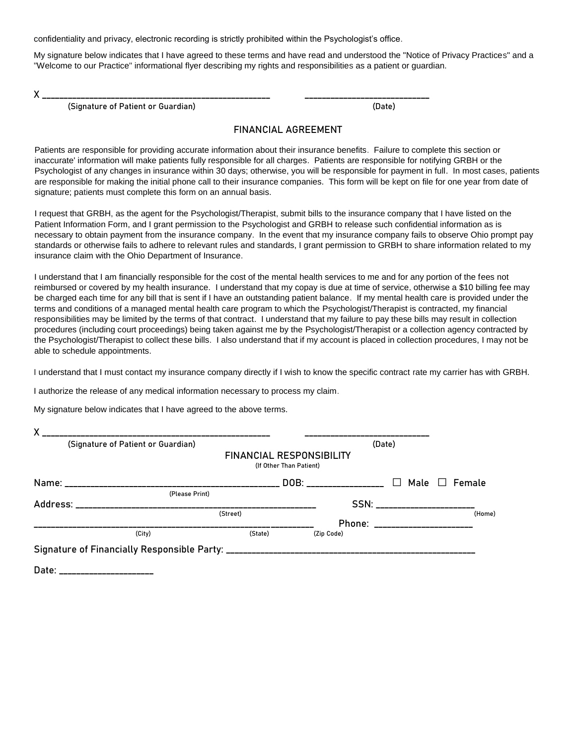confidentiality and privacy, electronic recording is strictly prohibited within the Psychologist's office.

My signature below indicates that I have agreed to these terms and have read and understood the "Notice of Privacy Practices" and a "Welcome to our Practice" informational flyer describing my rights and responsibilities as a patient or guardian.

X ____________________________________________ ______________________

(Signature of Patient or Guardian) (Date)

## FINANCIAL AGREEMENT

Patients are responsible for providing accurate information about their insurance benefits. Failure to complete this section or inaccurate' information will make patients fully responsible for all charges. Patients are responsible for notifying GRBH or the Psychologist of any changes in insurance within 30 days; otherwise, you will be responsible for payment in full. In most cases, patients are responsible for making the initial phone call to their insurance companies. This form will be kept on file for one year from date of signature; patients must complete this form on an annual basis.

I request that GRBH, as the agent for the Psychologist/Therapist, submit bills to the insurance company that I have listed on the Patient Information Form, and I grant permission to the Psychologist and GRBH to release such confidential information as is necessary to obtain payment from the insurance company. In the event that my insurance company fails to observe Ohio prompt pay standards or otherwise fails to adhere to relevant rules and standards, I grant permission to GRBH to share information related to my insurance claim with the Ohio Department of Insurance.

I understand that I am financially responsible for the cost of the mental health services to me and for any portion of the fees not reimbursed or covered by my health insurance. I understand that my copay is due at time of service, otherwise a $10 billing fee may be charged each time for any bill that is sent if I have an outstanding patient balance. If my mental health care is provided under the terms and conditions of a managed mental health care program to which the Psychologist/Therapist is contracted, my financial responsibilities may be limited by the terms of that contract. I understand that my failure to pay these bills may result in collection procedures (including court proceedings) being taken against me by the Psychologist/Therapist or a collection agency contracted by the Psychologist/Therapist to collect these bills. I also understand that if my account is placed in collection procedures, I may not be able to schedule appointments.

I understand that I must contact my insurance company directly if I wish to know the specific contract rate my carrier has with GRBH.

I authorize the release of any medical information necessary to process my claim.

My signature below indicates that I have agreed to the above terms.

X ____________________________________________ ______________________

(Signature of Patient or Guardian) (Date)

## FINANCIAL RESPONSIBILITY

(If Other Than Patient)

Name: ________________________________________ DOB: ______________ ☐ Male ☐ Female

(Please Print)

Address: ______________________________________________ SSN: __________________

(Street)

______________________________________________________ Phone: __________________

(City) (State) (Zip Code) (Home)

Signature of Financially Responsible Party: ______________________________________________

Date: __________________